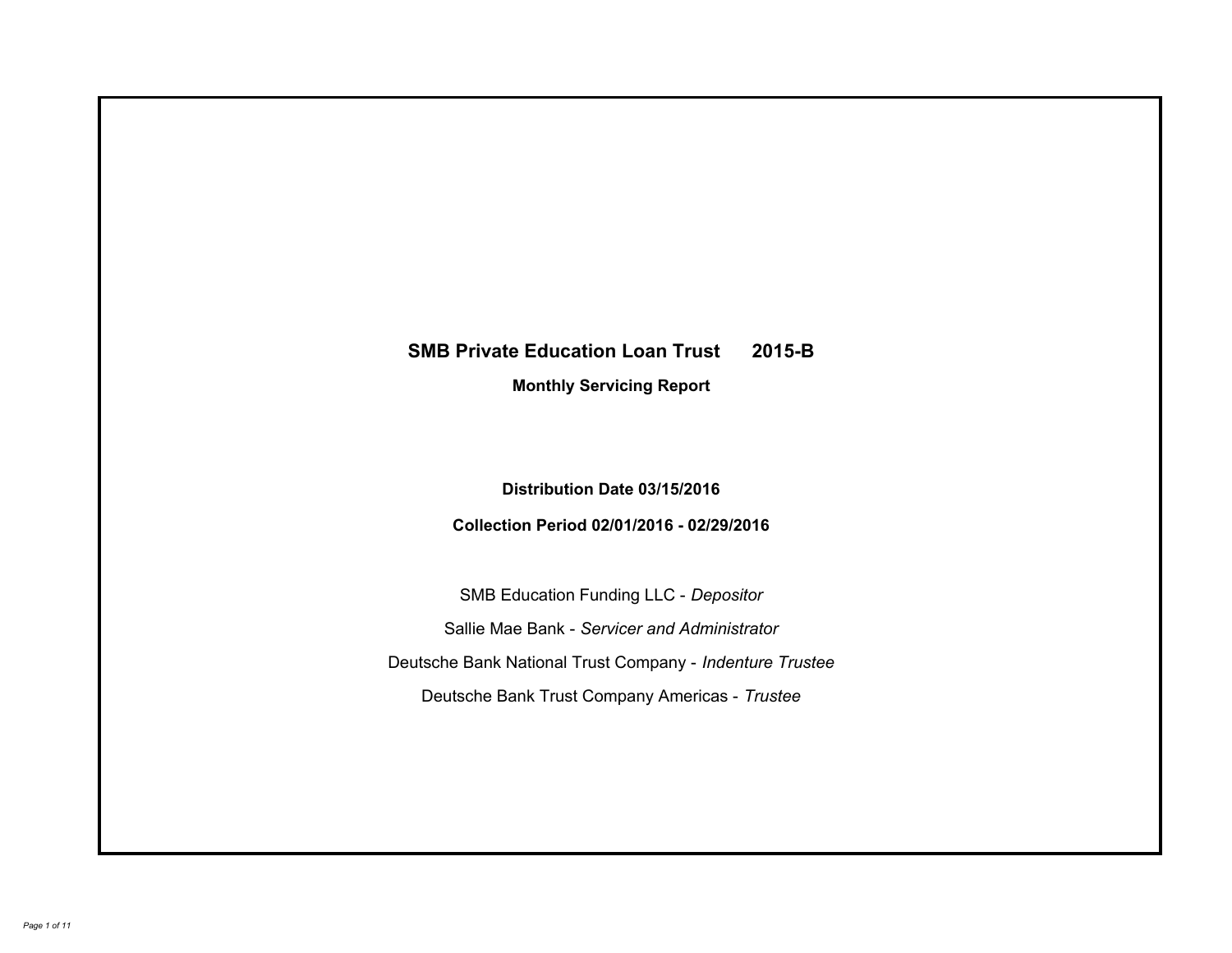# SMB Private Education Loan Trust 2015-B

## Monthly Servicing Report

**Distribution Date 03/15/2016**

**Collection Period 02/01/2016 - 02/29/2016**

SMB Education Funding LLC - *Depositor*

Sallie Mae Bank - *Servicer and Administrator*

Deutsche Bank National Trust Company - *Indenture Trustee*

Deutsche Bank Trust Company Americas - *Trustee*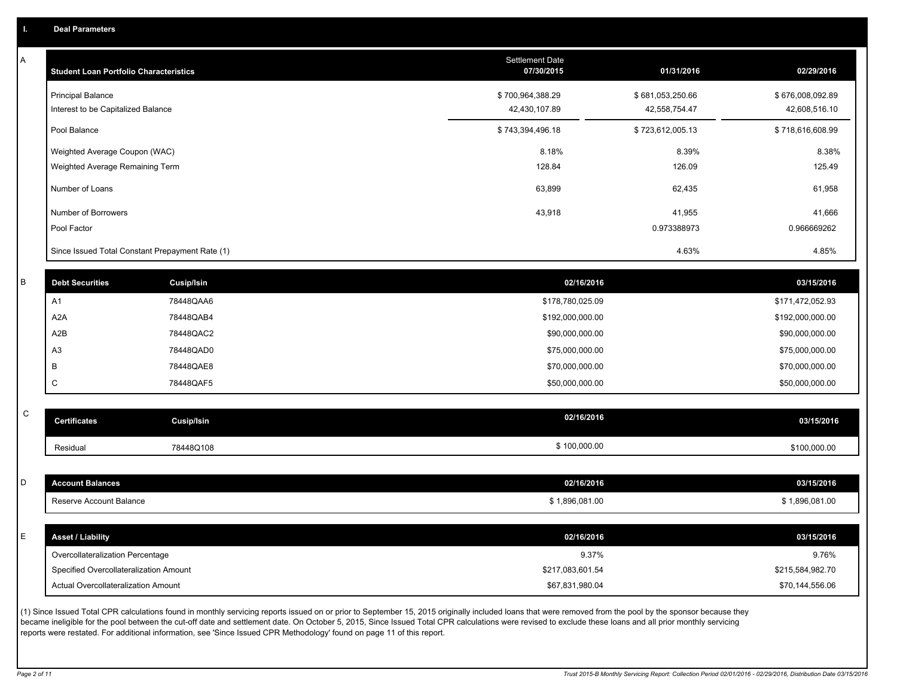## I. Deal Parameters

### A

| Student Loan Portfolio Characteristics | Settlement Date 07/30/2015 | 01/31/2016 | 02/29/2016 |
|---|---|---|---|
| Principal Balance | $ 700,964,388.29 | $ 681,053,250.66 | $ 676,008,092.89 |
| Interest to be Capitalized Balance | 42,430,107.89 | 42,558,754.47 | 42,608,516.10 |
| Pool Balance | $ 743,394,496.18 | $ 723,612,005.13 | $ 718,616,608.99 |
| Weighted Average Coupon (WAC) | 8.18% | 8.39% | 8.38% |
| Weighted Average Remaining Term | 128.84 | 126.09 | 125.49 |
| Number of Loans | 63,899 | 62,435 | 61,958 |
| Number of Borrowers | 43,918 | 41,955 | 41,666 |
| Pool Factor | | 0.973388973 | 0.966669262 |
| Since Issued Total Constant Prepayment Rate (1) | | 4.63% | 4.85% |

### B

| Debt Securities | Cusip/Isin | 02/16/2016 | 03/15/2016 |
|---|---|---|---|
| A1 | 78448QAA6 | $178,780,025.09 | $171,472,052.93 |
| A2A | 78448QAB4 | $192,000,000.00 | $192,000,000.00 |
| A2B | 78448QAC2 | $90,000,000.00 | $90,000,000.00 |
| A3 | 78448QAD0 | $75,000,000.00 | $75,000,000.00 |
| B | 78448QAE8 | $70,000,000.00 | $70,000,000.00 |
| C | 78448QAF5 | $50,000,000.00 | $50,000,000.00 |

### C

| Certificates | Cusip/Isin | 02/16/2016 | 03/15/2016 |
|---|---|---|---|
| Residual | 78448Q108 | $ 100,000.00 | $100,000.00 |

### D

| Account Balances | 02/16/2016 | 03/15/2016 |
|---|---|---|
| Reserve Account Balance | $ 1,896,081.00 | $ 1,896,081.00 |

### E

| Asset / Liability | 02/16/2016 | 03/15/2016 |
|---|---|---|
| Overcollateralization Percentage | 9.37% | 9.76% |
| Specified Overcollateralization Amount | $217,083,601.54 | $215,584,982.70 |
| Actual Overcollateralization Amount | $67,831,980.04 | $70,144,556.06 |

(1) Since Issued Total CPR calculations found in monthly servicing reports issued on or prior to September 15, 2015 originally included loans that were removed from the pool by the sponsor because they became ineligible for the pool between the cut-off date and settlement date. On October 5, 2015, Since Issued Total CPR calculations were revised to exclude these loans and all prior monthly servicing reports were restated. For additional information, see 'Since Issued CPR Methodology' found on page 11 of this report.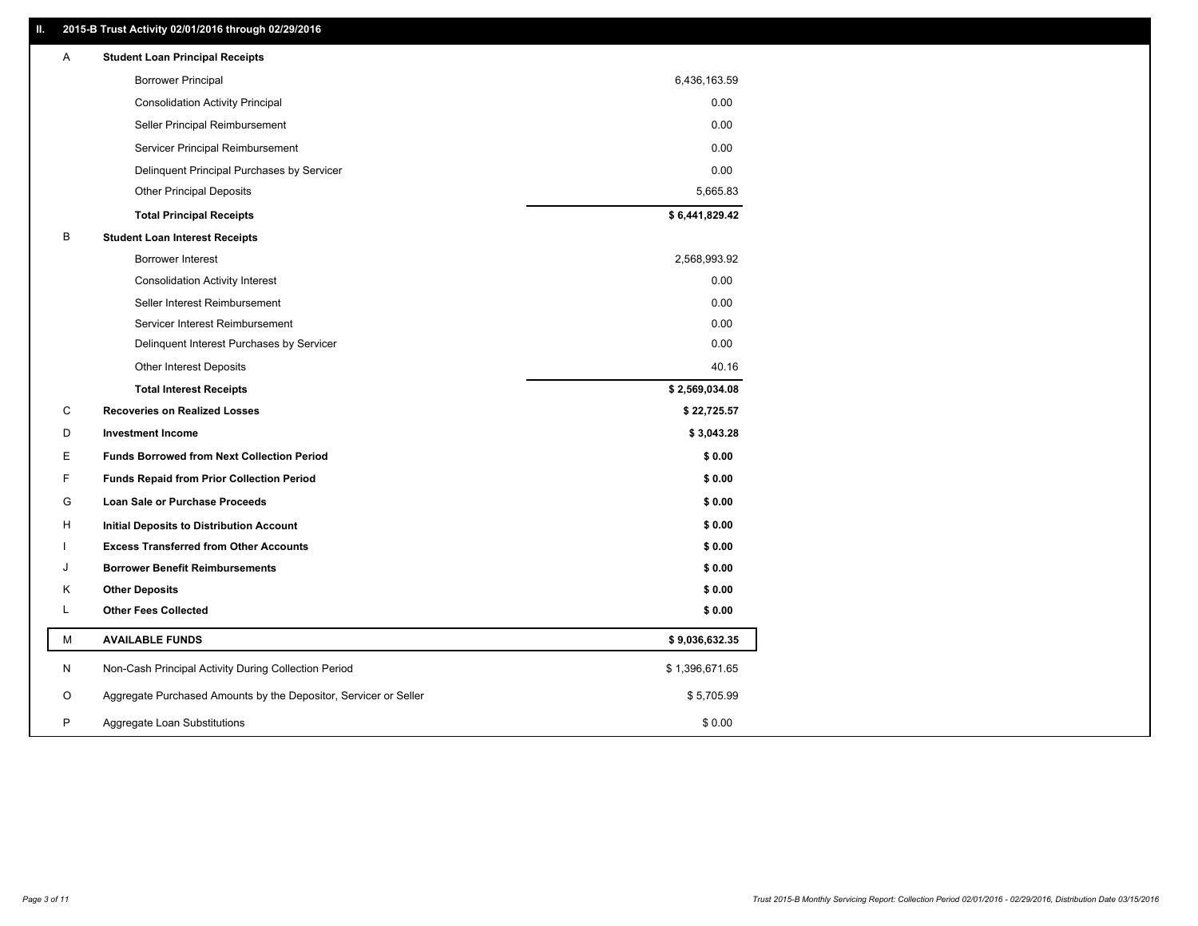## II. 2015-B Trust Activity 02/01/2016 through 02/29/2016

| | | |
|---|---|---|
| A | **Student Loan Principal Receipts** | |
| | Borrower Principal | 6,436,163.59 |
| | Consolidation Activity Principal | 0.00 |
| | Seller Principal Reimbursement | 0.00 |
| | Servicer Principal Reimbursement | 0.00 |
| | Delinquent Principal Purchases by Servicer | 0.00 |
| | Other Principal Deposits | 5,665.83 |
| | **Total Principal Receipts** | **$ 6,441,829.42** |
| B | **Student Loan Interest Receipts** | |
| | Borrower Interest | 2,568,993.92 |
| | Consolidation Activity Interest | 0.00 |
| | Seller Interest Reimbursement | 0.00 |
| | Servicer Interest Reimbursement | 0.00 |
| | Delinquent Interest Purchases by Servicer | 0.00 |
| | Other Interest Deposits | 40.16 |
| | **Total Interest Receipts** | **$ 2,569,034.08** |
| C | **Recoveries on Realized Losses** | **$ 22,725.57** |
| D | **Investment Income** | **$ 3,043.28** |
| E | **Funds Borrowed from Next Collection Period** | **$ 0.00** |
| F | **Funds Repaid from Prior Collection Period** | **$ 0.00** |
| G | **Loan Sale or Purchase Proceeds** | **$ 0.00** |
| H | **Initial Deposits to Distribution Account** | **$ 0.00** |
| I | **Excess Transferred from Other Accounts** | **$ 0.00** |
| J | **Borrower Benefit Reimbursements** | **$ 0.00** |
| K | **Other Deposits** | **$ 0.00** |
| L | **Other Fees Collected** | **$ 0.00** |
| M | **AVAILABLE FUNDS** | **$ 9,036,632.35** |
| N | Non-Cash Principal Activity During Collection Period | $ 1,396,671.65 |
| O | Aggregate Purchased Amounts by the Depositor, Servicer or Seller | $ 5,705.99 |
| P | Aggregate Loan Substitutions | $ 0.00 |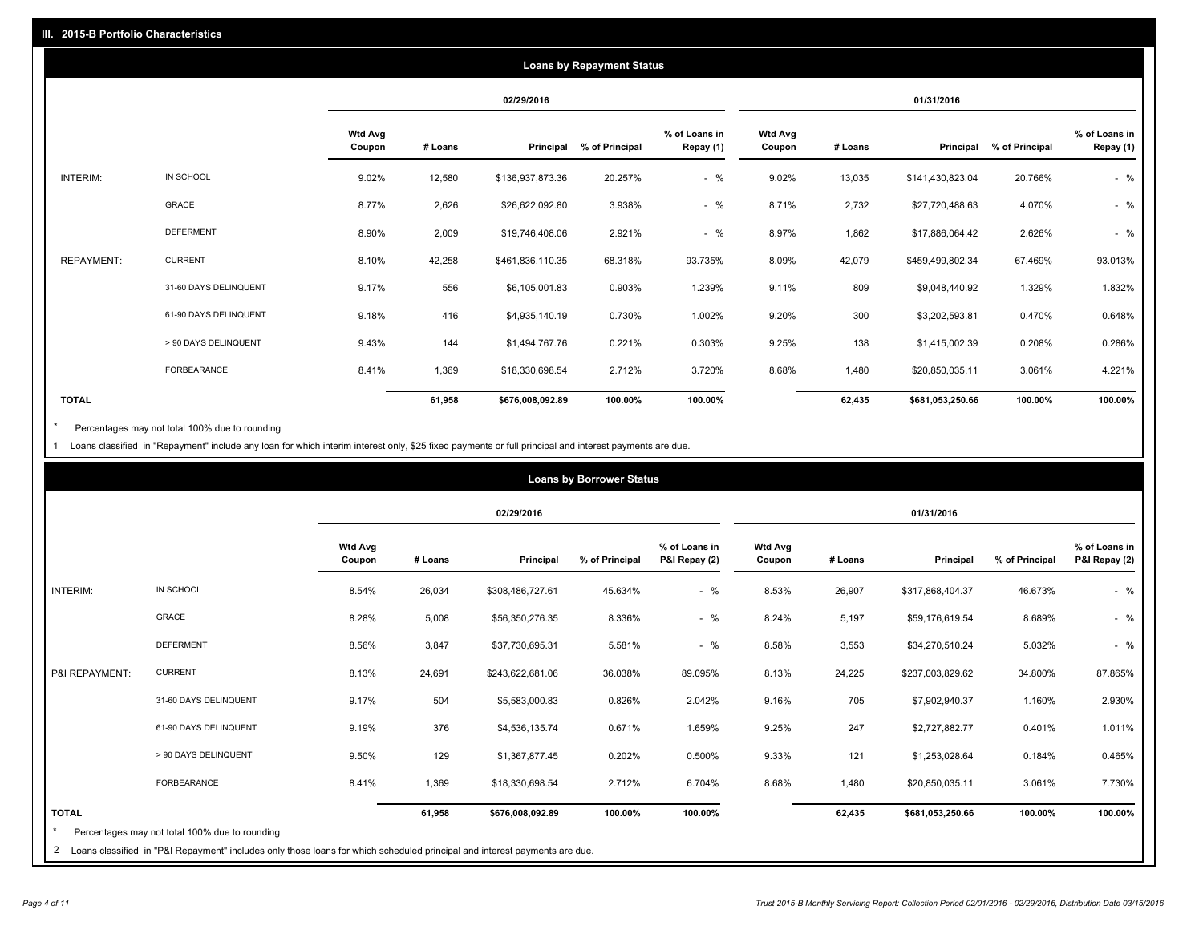## III. 2015-B Portfolio Characteristics

### Loans by Repayment Status

| | | 02/29/2016 | | | | | 01/31/2016 | | | | |
|---|---|---|---|---|---|---|---|---|---|---|---|
| | | Wtd Avg Coupon | # Loans | Principal | % of Principal | % of Loans in Repay (1) | Wtd Avg Coupon | # Loans | Principal | % of Principal | % of Loans in Repay (1) |
| INTERIM: | IN SCHOOL | 9.02% | 12,580 | $136,937,873.36 | 20.257% | - % | 9.02% | 13,035 | $141,430,823.04 | 20.766% | - % |
| | GRACE | 8.77% | 2,626 | $26,622,092.80 | 3.938% | - % | 8.71% | 2,732 | $27,720,488.63 | 4.070% | - % |
| | DEFERMENT | 8.90% | 2,009 | $19,746,408.06 | 2.921% | - % | 8.97% | 1,862 | $17,886,064.42 | 2.626% | - % |
| REPAYMENT: | CURRENT | 8.10% | 42,258 | $461,836,110.35 | 68.318% | 93.735% | 8.09% | 42,079 | $459,499,802.34 | 67.469% | 93.013% |
| | 31-60 DAYS DELINQUENT | 9.17% | 556 | $6,105,001.83 | 0.903% | 1.239% | 9.11% | 809 | $9,048,440.92 | 1.329% | 1.832% |
| | 61-90 DAYS DELINQUENT | 9.18% | 416 | $4,935,140.19 | 0.730% | 1.002% | 9.20% | 300 | $3,202,593.81 | 0.470% | 0.648% |
| | > 90 DAYS DELINQUENT | 9.43% | 144 | $1,494,767.76 | 0.221% | 0.303% | 9.25% | 138 | $1,415,002.39 | 0.208% | 0.286% |
| | FORBEARANCE | 8.41% | 1,369 | $18,330,698.54 | 2.712% | 3.720% | 8.68% | 1,480 | $20,850,035.11 | 3.061% | 4.221% |
| **TOTAL** | | | **61,958** | **$676,008,092.89** | **100.00%** | **100.00%** | | **62,435** | **$681,053,250.66** | **100.00%** | **100.00%** |

* Percentages may not total 100% due to rounding

1 Loans classified in "Repayment" include any loan for which interim interest only, $25 fixed payments or full principal and interest payments are due.

### Loans by Borrower Status

| | | 02/29/2016 | | | | | 01/31/2016 | | | | |
|---|---|---|---|---|---|---|---|---|---|---|---|
| | | Wtd Avg Coupon | # Loans | Principal | % of Principal | % of Loans in P&I Repay (2) | Wtd Avg Coupon | # Loans | Principal | % of Principal | % of Loans in P&I Repay (2) |
| INTERIM: | IN SCHOOL | 8.54% | 26,034 | $308,486,727.61 | 45.634% | - % | 8.53% | 26,907 | $317,868,404.37 | 46.673% | - % |
| | GRACE | 8.28% | 5,008 | $56,350,276.35 | 8.336% | - % | 8.24% | 5,197 | $59,176,619.54 | 8.689% | - % |
| | DEFERMENT | 8.56% | 3,847 | $37,730,695.31 | 5.581% | - % | 8.58% | 3,553 | $34,270,510.24 | 5.032% | - % |
| P&I REPAYMENT: | CURRENT | 8.13% | 24,691 | $243,622,681.06 | 36.038% | 89.095% | 8.13% | 24,225 | $237,003,829.62 | 34.800% | 87.865% |
| | 31-60 DAYS DELINQUENT | 9.17% | 504 | $5,583,000.83 | 0.826% | 2.042% | 9.16% | 705 | $7,902,940.37 | 1.160% | 2.930% |
| | 61-90 DAYS DELINQUENT | 9.19% | 376 | $4,536,135.74 | 0.671% | 1.659% | 9.25% | 247 | $2,727,882.77 | 0.401% | 1.011% |
| | > 90 DAYS DELINQUENT | 9.50% | 129 | $1,367,877.45 | 0.202% | 0.500% | 9.33% | 121 | $1,253,028.64 | 0.184% | 0.465% |
| | FORBEARANCE | 8.41% | 1,369 | $18,330,698.54 | 2.712% | 6.704% | 8.68% | 1,480 | $20,850,035.11 | 3.061% | 7.730% |
| **TOTAL** | | | **61,958** | **$676,008,092.89** | **100.00%** | **100.00%** | | **62,435** | **$681,053,250.66** | **100.00%** | **100.00%** |

* Percentages may not total 100% due to rounding

2 Loans classified in "P&I Repayment" includes only those loans for which scheduled principal and interest payments are due.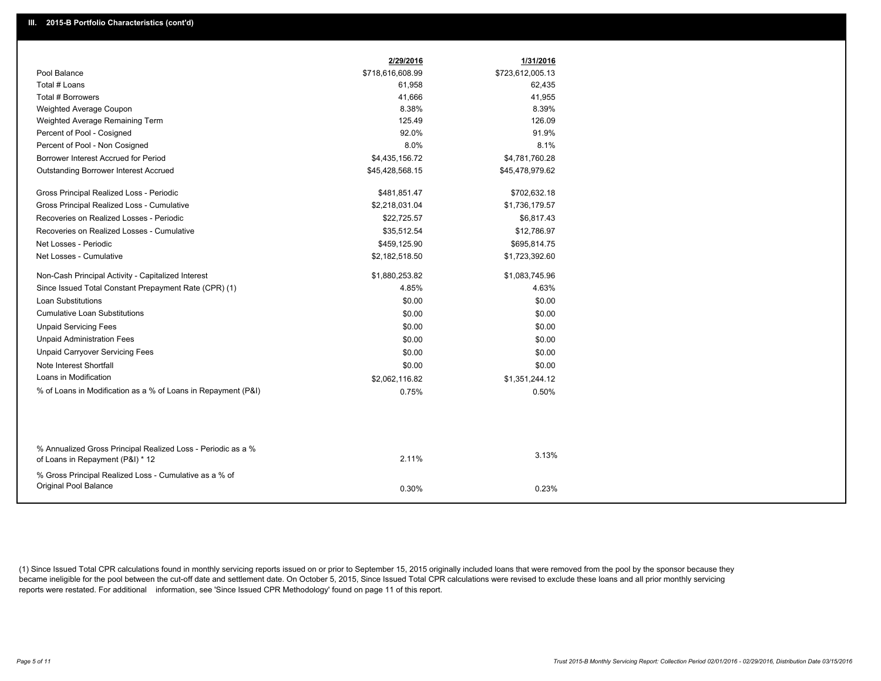## III. 2015-B Portfolio Characteristics (cont'd)

| | 2/29/2016 | 1/31/2016 |
|---|---|---|
| Pool Balance | $718,616,608.99 | $723,612,005.13 |
| Total # Loans | 61,958 | 62,435 |
| Total # Borrowers | 41,666 | 41,955 |
| Weighted Average Coupon | 8.38% | 8.39% |
| Weighted Average Remaining Term | 125.49 | 126.09 |
| Percent of Pool - Cosigned | 92.0% | 91.9% |
| Percent of Pool - Non Cosigned | 8.0% | 8.1% |
| Borrower Interest Accrued for Period | $4,435,156.72 | $4,781,760.28 |
| Outstanding Borrower Interest Accrued | $45,428,568.15 | $45,478,979.62 |
| Gross Principal Realized Loss - Periodic | $481,851.47 | $702,632.18 |
| Gross Principal Realized Loss - Cumulative | $2,218,031.04 | $1,736,179.57 |
| Recoveries on Realized Losses - Periodic | $22,725.57 | $6,817.43 |
| Recoveries on Realized Losses - Cumulative | $35,512.54 | $12,786.97 |
| Net Losses - Periodic | $459,125.90 | $695,814.75 |
| Net Losses - Cumulative | $2,182,518.50 | $1,723,392.60 |
| Non-Cash Principal Activity - Capitalized Interest | $1,880,253.82 | $1,083,745.96 |
| Since Issued Total Constant Prepayment Rate (CPR) (1) | 4.85% | 4.63% |
| Loan Substitutions | $0.00 | $0.00 |
| Cumulative Loan Substitutions | $0.00 | $0.00 |
| Unpaid Servicing Fees | $0.00 | $0.00 |
| Unpaid Administration Fees | $0.00 | $0.00 |
| Unpaid Carryover Servicing Fees | $0.00 | $0.00 |
| Note Interest Shortfall | $0.00 | $0.00 |
| Loans in Modification | $2,062,116.82 | $1,351,244.12 |
| % of Loans in Modification as a % of Loans in Repayment (P&I) | 0.75% | 0.50% |
| % Annualized Gross Principal Realized Loss - Periodic as a % of Loans in Repayment (P&I) * 12 | 2.11% | 3.13% |
| % Gross Principal Realized Loss - Cumulative as a % of Original Pool Balance | 0.30% | 0.23% |

(1) Since Issued Total CPR calculations found in monthly servicing reports issued on or prior to September 15, 2015 originally included loans that were removed from the pool by the sponsor because they became ineligible for the pool between the cut-off date and settlement date. On October 5, 2015, Since Issued Total CPR calculations were revised to exclude these loans and all prior monthly servicing reports were restated. For additional information, see 'Since Issued CPR Methodology' found on page 11 of this report.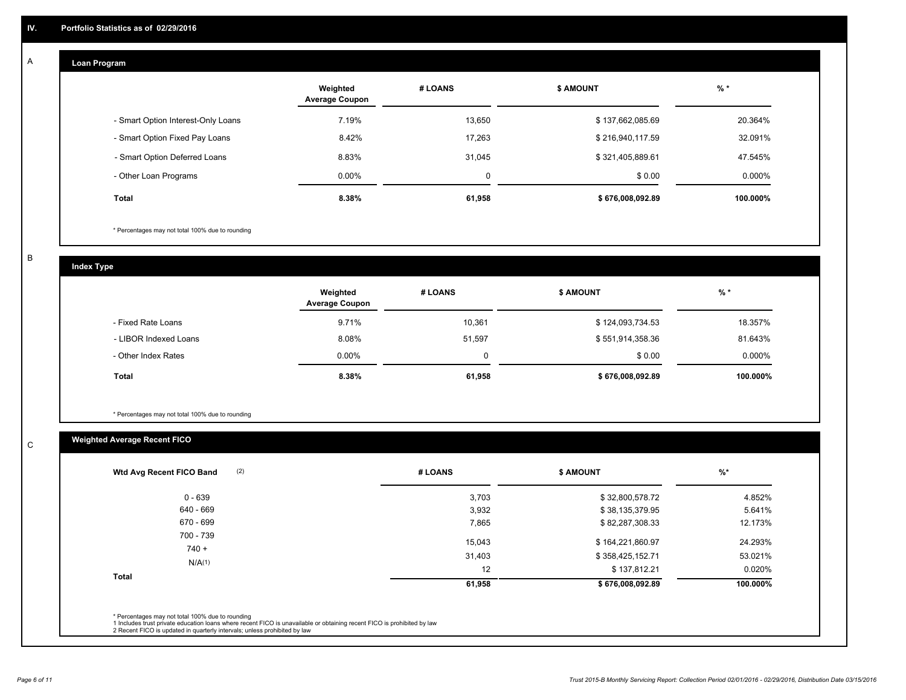## IV. Portfolio Statistics as of 02/29/2016

### A. Loan Program

| | Weighted Average Coupon | # LOANS | $ AMOUNT | % * |
|---|---|---|---|---|
| - Smart Option Interest-Only Loans | 7.19% | 13,650 | $ 137,662,085.69 | 20.364% |
| - Smart Option Fixed Pay Loans | 8.42% | 17,263 | $ 216,940,117.59 | 32.091% |
| - Smart Option Deferred Loans | 8.83% | 31,045 | $ 321,405,889.61 | 47.545% |
| - Other Loan Programs | 0.00% | 0 | $ 0.00 | 0.000% |
| **Total** | **8.38%** | **61,958** | **$ 676,008,092.89** | **100.000%** |

\* Percentages may not total 100% due to rounding

### B. Index Type

| | Weighted Average Coupon | # LOANS | $ AMOUNT | % * |
|---|---|---|---|---|
| - Fixed Rate Loans | 9.71% | 10,361 | $ 124,093,734.53 | 18.357% |
| - LIBOR Indexed Loans | 8.08% | 51,597 | $ 551,914,358.36 | 81.643% |
| - Other Index Rates | 0.00% | 0 | $ 0.00 | 0.000% |
| **Total** | **8.38%** | **61,958** | **$ 676,008,092.89** | **100.000%** |

\* Percentages may not total 100% due to rounding

### C. Weighted Average Recent FICO

| Wtd Avg Recent FICO Band (2) | # LOANS | $ AMOUNT | %* |
|---|---|---|---|
| 0 - 639 | 3,703 | $ 32,800,578.72 | 4.852% |
| 640 - 669 | 3,932 | $ 38,135,379.95 | 5.641% |
| 670 - 699 | 7,865 | $ 82,287,308.33 | 12.173% |
| 700 - 739 | 15,043 | $ 164,221,860.97 | 24.293% |
| 740 + | 31,403 | $ 358,425,152.71 | 53.021% |
| N/A(1) | 12 | $ 137,812.21 | 0.020% |
| **Total** | **61,958** | **$ 676,008,092.89** | **100.000%** |

\* Percentages may not total 100% due to rounding
1 Includes trust private education loans where recent FICO is unavailable or obtaining recent FICO is prohibited by law
2 Recent FICO is updated in quarterly intervals; unless prohibited by law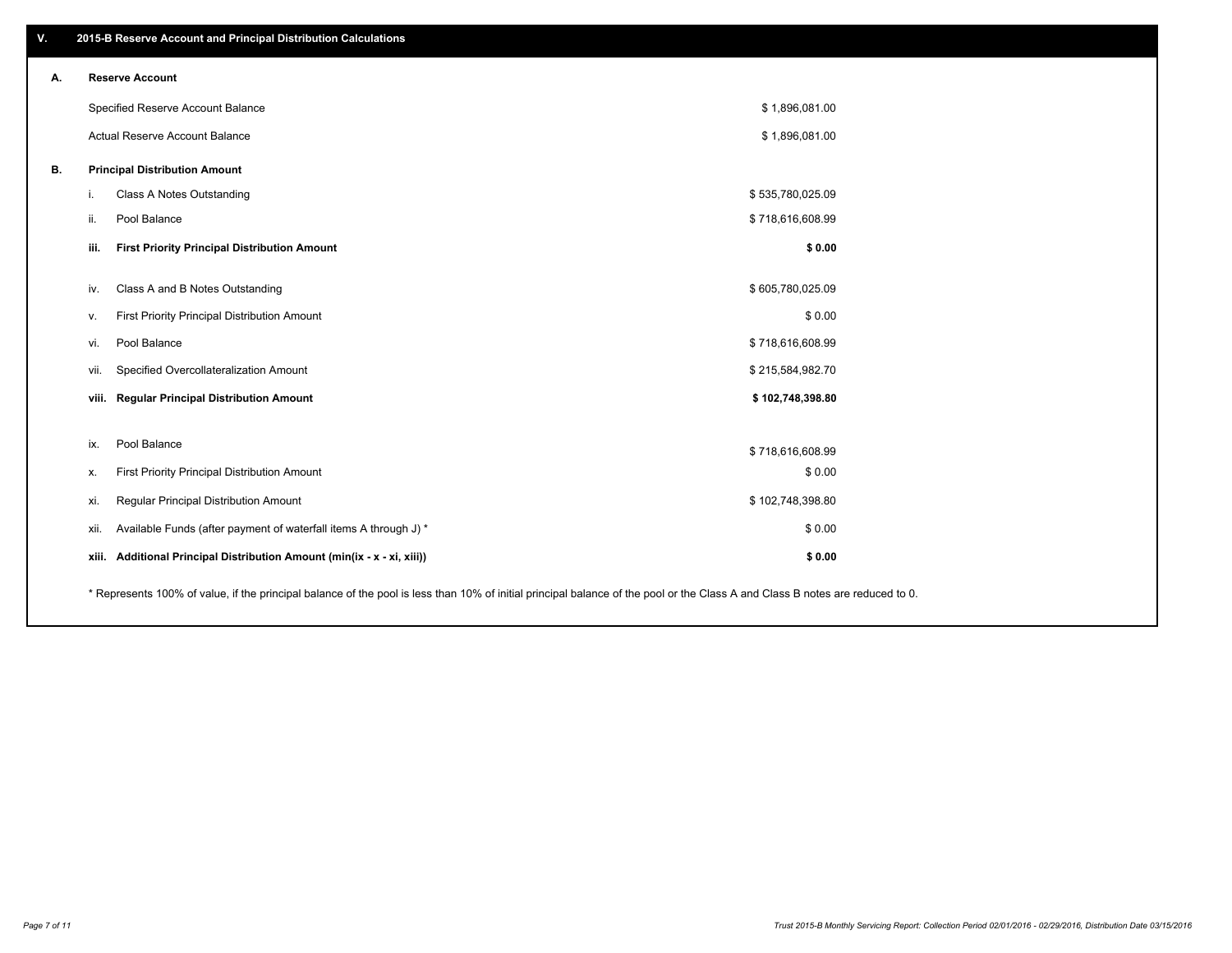## V. 2015-B Reserve Account and Principal Distribution Calculations

### A. Reserve Account

| | |
|---|---|
| Specified Reserve Account Balance | $ 1,896,081.00 |
| Actual Reserve Account Balance | $ 1,896,081.00 |

### B. Principal Distribution Amount

| | | |
|---|---|---|
| i. | Class A Notes Outstanding | $ 535,780,025.09 |
| ii. | Pool Balance | $ 718,616,608.99 |
| **iii.** | **First Priority Principal Distribution Amount** | **$ 0.00** |
| iv. | Class A and B Notes Outstanding | $ 605,780,025.09 |
| v. | First Priority Principal Distribution Amount | $ 0.00 |
| vi. | Pool Balance | $ 718,616,608.99 |
| vii. | Specified Overcollateralization Amount | $ 215,584,982.70 |
| **viii.** | **Regular Principal Distribution Amount** | **$ 102,748,398.80** |
| ix. | Pool Balance | $ 718,616,608.99 |
| x. | First Priority Principal Distribution Amount | $ 0.00 |
| xi. | Regular Principal Distribution Amount | $ 102,748,398.80 |
| xii. | Available Funds (after payment of waterfall items A through J) * | $ 0.00 |
| **xiii.** | **Additional Principal Distribution Amount (min(ix - x - xi, xiii))** | **$ 0.00** |

* Represents 100% of value, if the principal balance of the pool is less than 10% of initial principal balance of the pool or the Class A and Class B notes are reduced to 0.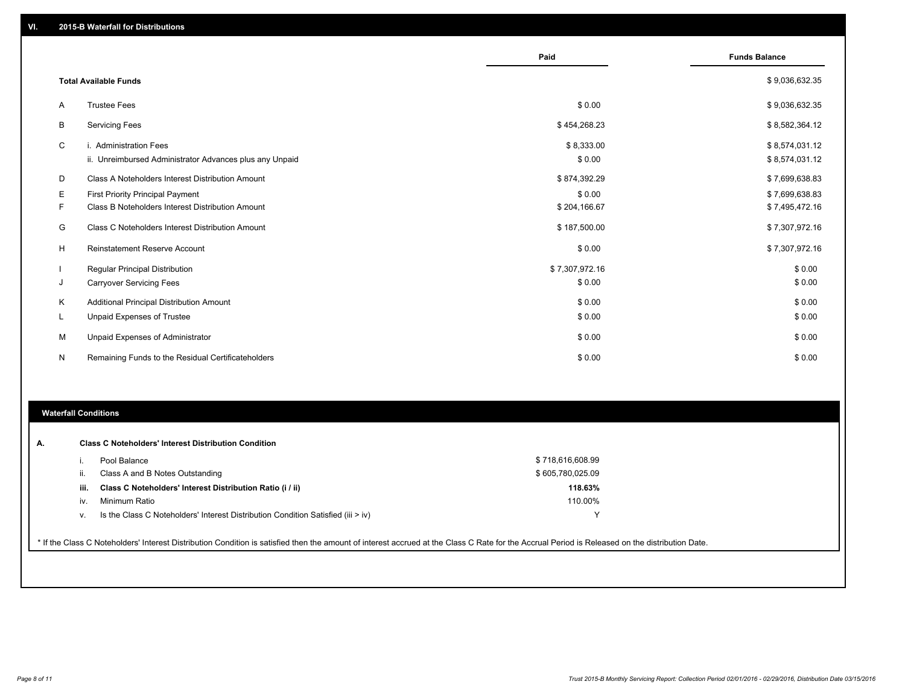## VI. 2015-B Waterfall for Distributions

| | | Paid | Funds Balance |
|---|---|---|---|
| | **Total Available Funds** | | $ 9,036,632.35 |
| A | Trustee Fees | $ 0.00 | $ 9,036,632.35 |
| B | Servicing Fees | $ 454,268.23 | $ 8,582,364.12 |
| C | i. Administration Fees | $ 8,333.00 | $ 8,574,031.12 |
| | ii. Unreimbursed Administrator Advances plus any Unpaid | $ 0.00 | $ 8,574,031.12 |
| D | Class A Noteholders Interest Distribution Amount | $ 874,392.29 | $ 7,699,638.83 |
| E | First Priority Principal Payment | $ 0.00 | $ 7,699,638.83 |
| F | Class B Noteholders Interest Distribution Amount | $ 204,166.67 | $ 7,495,472.16 |
| G | Class C Noteholders Interest Distribution Amount | $ 187,500.00 | $ 7,307,972.16 |
| H | Reinstatement Reserve Account | $ 0.00 | $ 7,307,972.16 |
| I | Regular Principal Distribution | $ 7,307,972.16 | $ 0.00 |
| J | Carryover Servicing Fees | $ 0.00 | $ 0.00 |
| K | Additional Principal Distribution Amount | $ 0.00 | $ 0.00 |
| L | Unpaid Expenses of Trustee | $ 0.00 | $ 0.00 |
| M | Unpaid Expenses of Administrator | $ 0.00 | $ 0.00 |
| N | Remaining Funds to the Residual Certificateholders | $ 0.00 | $ 0.00 |

## Waterfall Conditions

**A. Class C Noteholders' Interest Distribution Condition**

| | | |
|---|---|---|
| i. | Pool Balance | $ 718,616,608.99 |
| ii. | Class A and B Notes Outstanding | $ 605,780,025.09 |
| **iii.** | **Class C Noteholders' Interest Distribution Ratio (i / ii)** | **118.63%** |
| iv. | Minimum Ratio | 110.00% |
| v. | Is the Class C Noteholders' Interest Distribution Condition Satisfied (iii > iv) | Y |

* If the Class C Noteholders' Interest Distribution Condition is satisfied then the amount of interest accrued at the Class C Rate for the Accrual Period is Released on the distribution Date.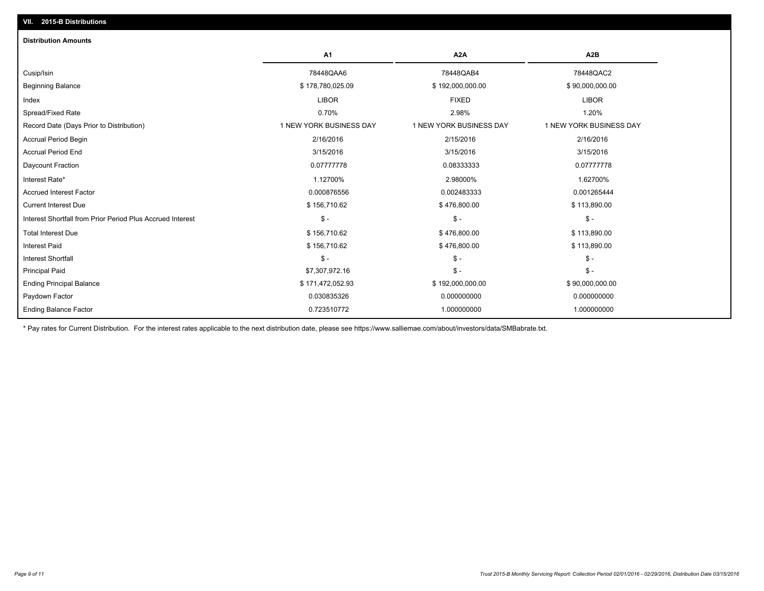## VII. 2015-B Distributions

**Distribution Amounts**

| | A1 | A2A | A2B |
|---|---|---|---|
| Cusip/Isin | 78448QAA6 | 78448QAB4 | 78448QAC2 |
| Beginning Balance | $ 178,780,025.09 | $ 192,000,000.00 | $ 90,000,000.00 |
| Index | LIBOR | FIXED | LIBOR |
| Spread/Fixed Rate | 0.70% | 2.98% | 1.20% |
| Record Date (Days Prior to Distribution) | 1 NEW YORK BUSINESS DAY | 1 NEW YORK BUSINESS DAY | 1 NEW YORK BUSINESS DAY |
| Accrual Period Begin | 2/16/2016 | 2/15/2016 | 2/16/2016 |
| Accrual Period End | 3/15/2016 | 3/15/2016 | 3/15/2016 |
| Daycount Fraction | 0.07777778 | 0.08333333 | 0.07777778 |
| Interest Rate* | 1.12700% | 2.98000% | 1.62700% |
| Accrued Interest Factor | 0.000876556 | 0.002483333 | 0.001265444 |
| Current Interest Due | $ 156,710.62 | $ 476,800.00 | $ 113,890.00 |
| Interest Shortfall from Prior Period Plus Accrued Interest | $ - | $ - | $ - |
| Total Interest Due | $ 156,710.62 | $ 476,800.00 | $ 113,890.00 |
| Interest Paid | $ 156,710.62 | $ 476,800.00 | $ 113,890.00 |
| Interest Shortfall | $ - | $ - | $ - |
| Principal Paid | $7,307,972.16 | $ - | $ - |
| Ending Principal Balance | $ 171,472,052.93 | $ 192,000,000.00 | $ 90,000,000.00 |
| Paydown Factor | 0.030835326 | 0.000000000 | 0.000000000 |
| Ending Balance Factor | 0.723510772 | 1.000000000 | 1.000000000 |

* Pay rates for Current Distribution. For the interest rates applicable to the next distribution date, please see https://www.salliemae.com/about/investors/data/SMBabrate.txt.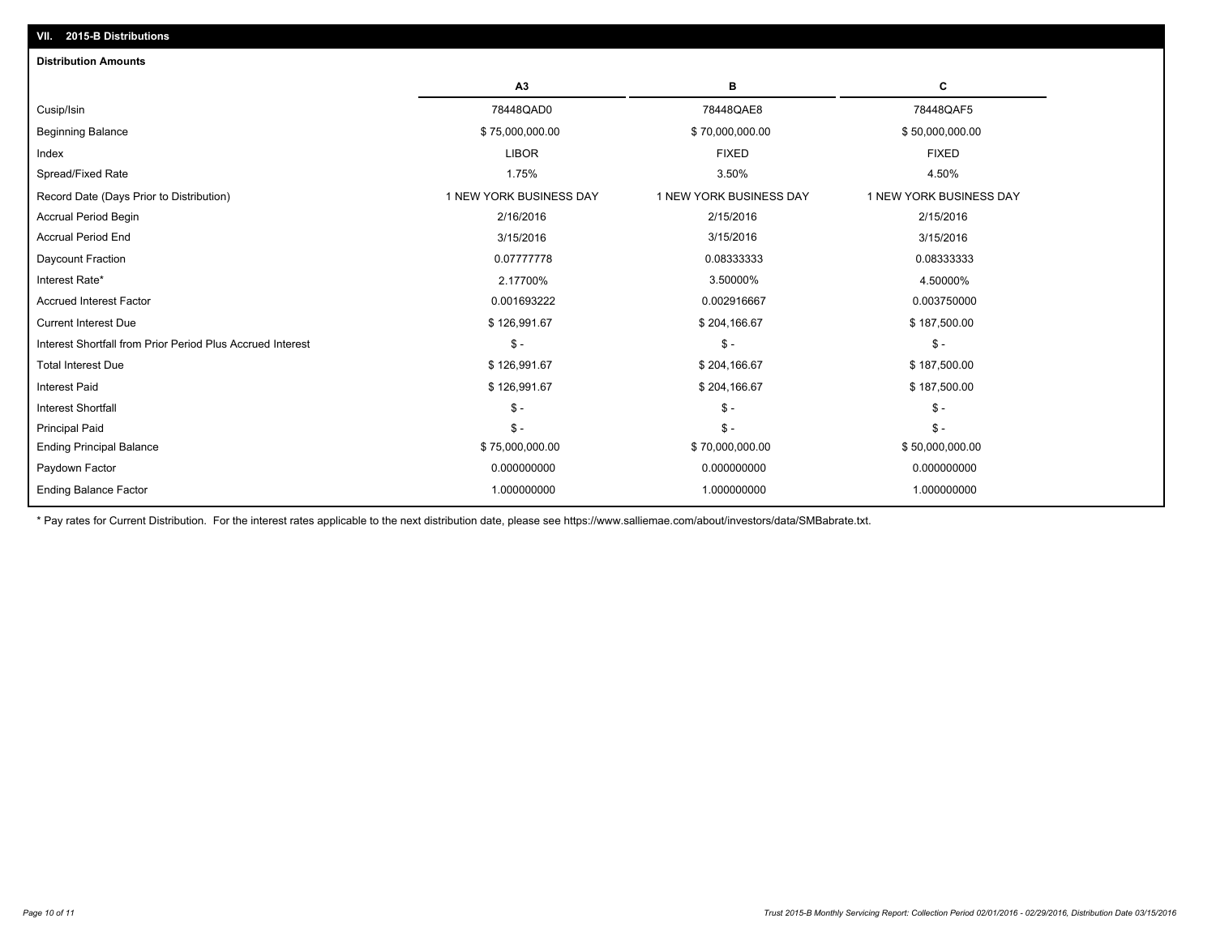## VII. 2015-B Distributions

### Distribution Amounts

| | A3 | B | C |
|---|---|---|---|
| Cusip/Isin | 78448QAD0 | 78448QAE8 | 78448QAF5 |
| Beginning Balance | $ 75,000,000.00 | $ 70,000,000.00 | $ 50,000,000.00 |
| Index | LIBOR | FIXED | FIXED |
| Spread/Fixed Rate | 1.75% | 3.50% | 4.50% |
| Record Date (Days Prior to Distribution) | 1 NEW YORK BUSINESS DAY | 1 NEW YORK BUSINESS DAY | 1 NEW YORK BUSINESS DAY |
| Accrual Period Begin | 2/16/2016 | 2/15/2016 | 2/15/2016 |
| Accrual Period End | 3/15/2016 | 3/15/2016 | 3/15/2016 |
| Daycount Fraction | 0.07777778 | 0.08333333 | 0.08333333 |
| Interest Rate* | 2.17700% | 3.50000% | 4.50000% |
| Accrued Interest Factor | 0.001693222 | 0.002916667 | 0.003750000 |
| Current Interest Due | $ 126,991.67 | $ 204,166.67 | $ 187,500.00 |
| Interest Shortfall from Prior Period Plus Accrued Interest | $ - | $ - | $ - |
| Total Interest Due | $ 126,991.67 | $ 204,166.67 | $ 187,500.00 |
| Interest Paid | $ 126,991.67 | $ 204,166.67 | $ 187,500.00 |
| Interest Shortfall | $ - | $ - | $ - |
| Principal Paid | $ - | $ - | $ - |
| Ending Principal Balance | $ 75,000,000.00 | $ 70,000,000.00 | $ 50,000,000.00 |
| Paydown Factor | 0.000000000 | 0.000000000 | 0.000000000 |
| Ending Balance Factor | 1.000000000 | 1.000000000 | 1.000000000 |

* Pay rates for Current Distribution. For the interest rates applicable to the next distribution date, please see https://www.salliemae.com/about/investors/data/SMBabrate.txt.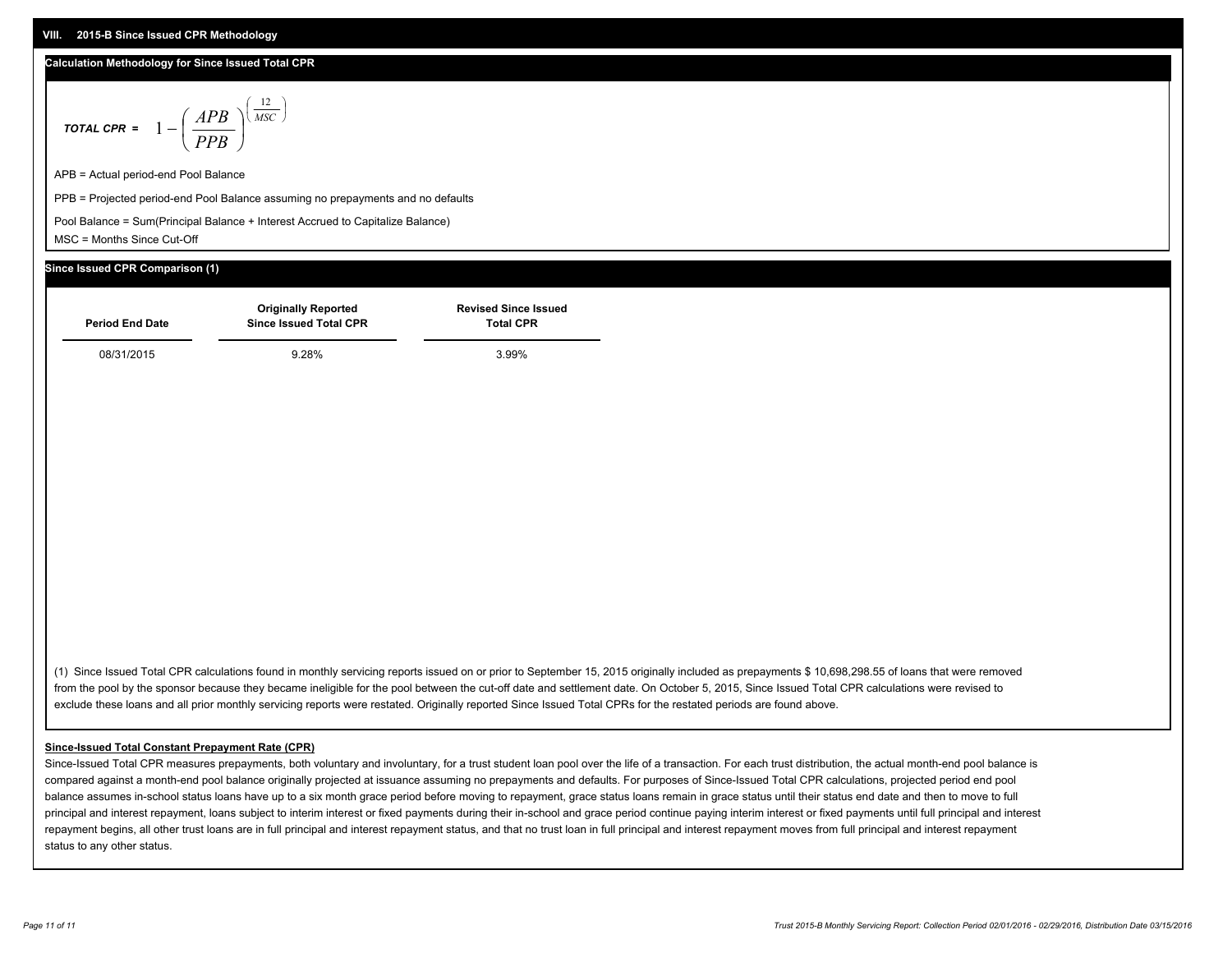## VIII. 2015-B Since Issued CPR Methodology

### Calculation Methodology for Since Issued Total CPR

$$\textit{TOTAL CPR} = 1 - \left(\frac{APB}{PPB}\right)^{\left(\frac{12}{MSC}\right)}$$

APB = Actual period-end Pool Balance

PPB = Projected period-end Pool Balance assuming no prepayments and no defaults

Pool Balance = Sum(Principal Balance + Interest Accrued to Capitalize Balance)

MSC = Months Since Cut-Off

### Since Issued CPR Comparison (1)

| Period End Date | Originally Reported Since Issued Total CPR | Revised Since Issued Total CPR |
|---|---|---|
| 08/31/2015 | 9.28% | 3.99% |

(1) Since Issued Total CPR calculations found in monthly servicing reports issued on or prior to September 15, 2015 originally included as prepayments $ 10,698,298.55 of loans that were removed from the pool by the sponsor because they became ineligible for the pool between the cut-off date and settlement date. On October 5, 2015, Since Issued Total CPR calculations were revised to exclude these loans and all prior monthly servicing reports were restated. Originally reported Since Issued Total CPRs for the restated periods are found above.

**Since-Issued Total Constant Prepayment Rate (CPR)**

Since-Issued Total CPR measures prepayments, both voluntary and involuntary, for a trust student loan pool over the life of a transaction. For each trust distribution, the actual month-end pool balance is compared against a month-end pool balance originally projected at issuance assuming no prepayments and defaults. For purposes of Since-Issued Total CPR calculations, projected period end pool balance assumes in-school status loans have up to a six month grace period before moving to repayment, grace status loans remain in grace status until their status end date and then to move to full principal and interest repayment, loans subject to interim interest or fixed payments during their in-school and grace period continue paying interim interest or fixed payments until full principal and interest repayment begins, all other trust loans are in full principal and interest repayment status, and that no trust loan in full principal and interest repayment moves from full principal and interest repayment status to any other status.